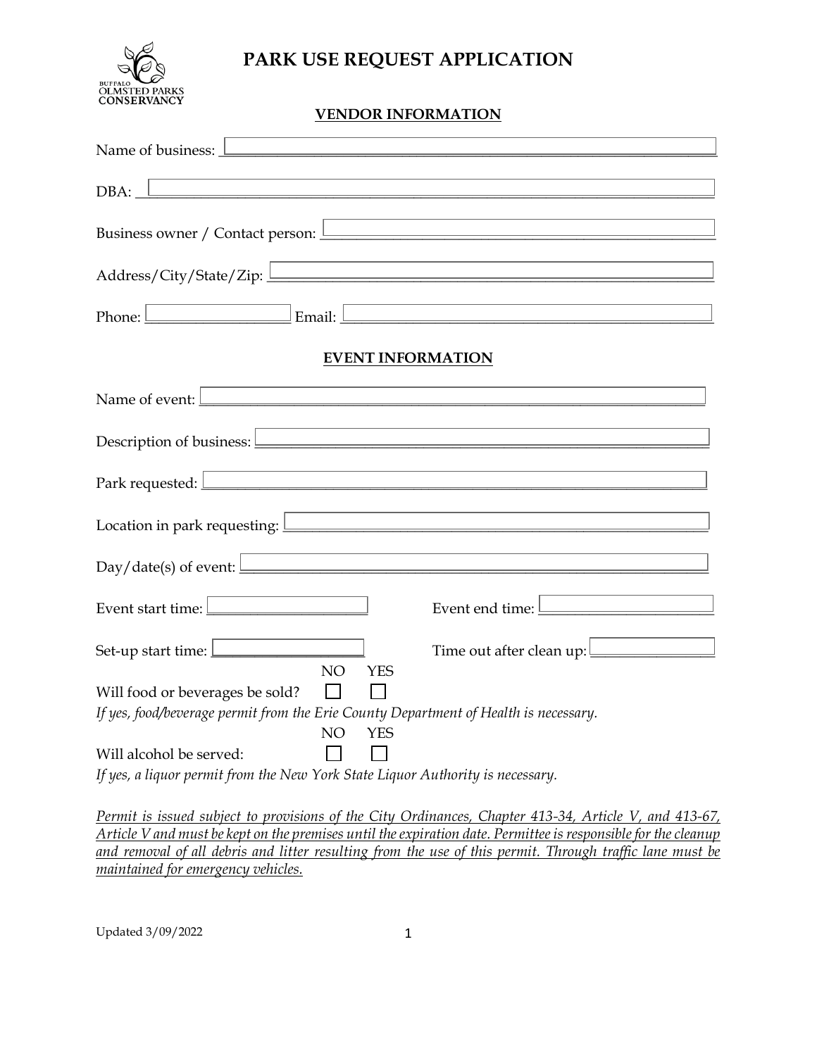# PARK USE REQUEST APPLICATION

## VENDOR INFORMATION

Name of business: ______________________________

DBA: ______________________________

Business owner / Contact person: ______________________________

Address/City/State/Zip: ______________________________

Phone: ______________ Email: ______________________________

## EVENT INFORMATION

Name of event: ______________________________

Description of business: ______________________________

Park requested: ______________________________

Location in park requesting: ______________________________

Day/date(s) of event: ______________________________

Event start time: ______________ Event end time: ______________

Set-up start time: ______________ Time out after clean up: ______________

| | NO | YES |
|---|---|---|
| Will food or beverages be sold? | ☐ | ☐ |

*If yes, food/beverage permit from the Erie County Department of Health is necessary.*

| | NO | YES |
|---|---|---|
| Will alcohol be served: | ☐ | ☐ |

*If yes, a liquor permit from the New York State Liquor Authority is necessary.*

*Permit is issued subject to provisions of the City Ordinances, Chapter 413-34, Article V, and 413-67, Article V and must be kept on the premises until the expiration date. Permittee is responsible for the cleanup and removal of all debris and litter resulting from the use of this permit. Through traffic lane must be maintained for emergency vehicles.*

Updated 3/09/2022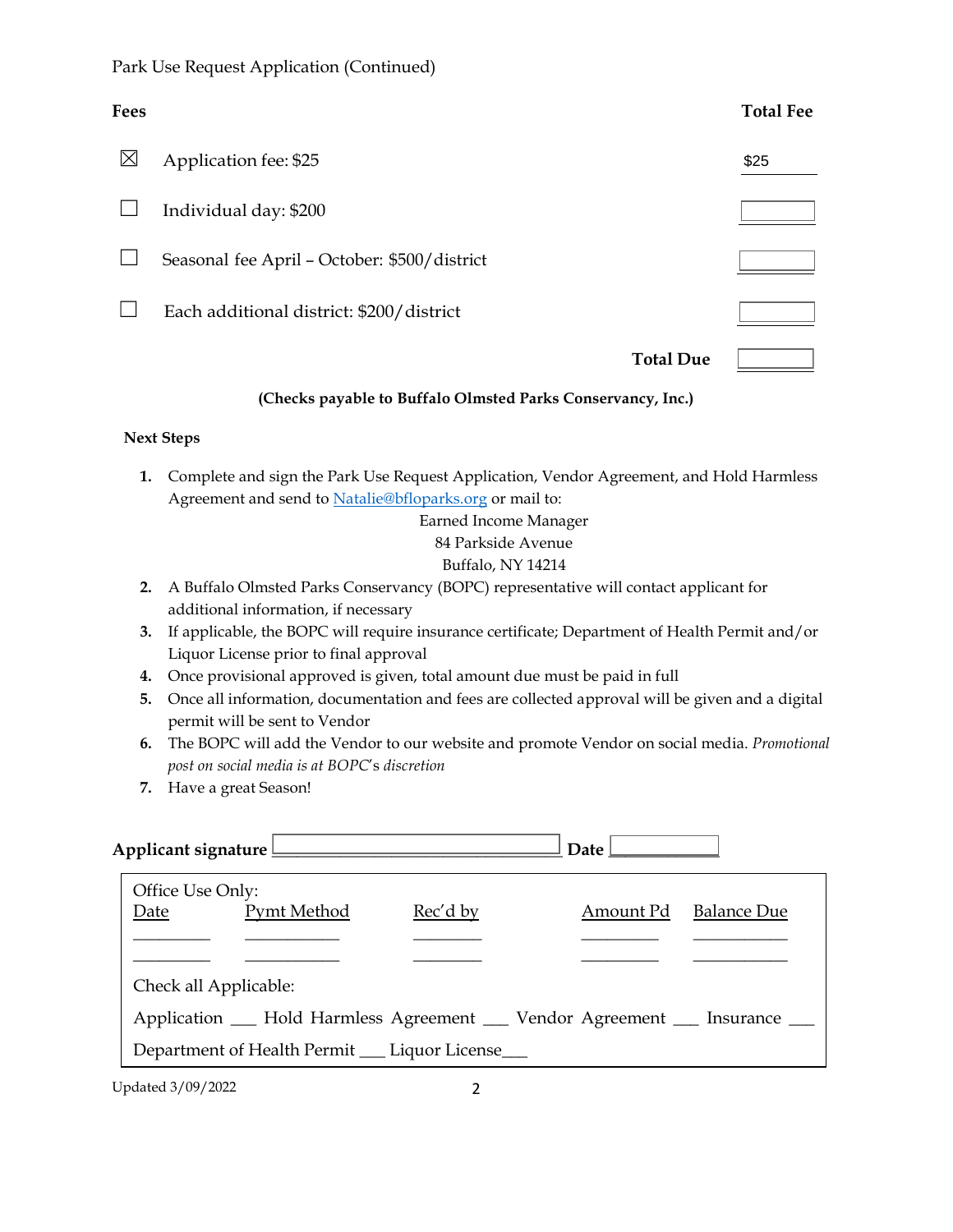Park Use Request Application (Continued)

## Fees

| | Fees | Total Fee |
|---|---|---|
| ☒ | Application fee: $25 | $25 |
| ☐ | Individual day: $200 | |
| ☐ | Seasonal fee April – October: $500/district | |
| ☐ | Each additional district: $200/district | |
| | **Total Due** | |

**(Checks payable to Buffalo Olmsted Parks Conservancy, Inc.)**

## Next Steps

1. Complete and sign the Park Use Request Application, Vendor Agreement, and Hold Harmless Agreement and send to [Natalie@bfloparks.org](mailto:Natalie@bfloparks.org) or mail to:
   Earned Income Manager
   84 Parkside Avenue
   Buffalo, NY 14214
2. A Buffalo Olmsted Parks Conservancy (BOPC) representative will contact applicant for additional information, if necessary
3. If applicable, the BOPC will require insurance certificate; Department of Health Permit and/or Liquor License prior to final approval
4. Once provisional approved is given, total amount due must be paid in full
5. Once all information, documentation and fees are collected approval will be given and a digital permit will be sent to Vendor
6. The BOPC will add the Vendor to our website and promote Vendor on social media. *Promotional post on social media is at BOPC's discretion*
7. Have a great Season!

**Applicant signature** ______________________ **Date** __________

Office Use Only:

| Date | Pymt Method | Rec'd by | Amount Pd | Balance Due |
|---|---|---|---|---|
| ________ | __________ | _______ | ________ | __________ |
| ________ | __________ | _______ | ________ | __________ |

Check all Applicable:

Application ___ Hold Harmless Agreement ___ Vendor Agreement ___ Insurance ___

Department of Health Permit ___ Liquor License___

Updated 3/09/2022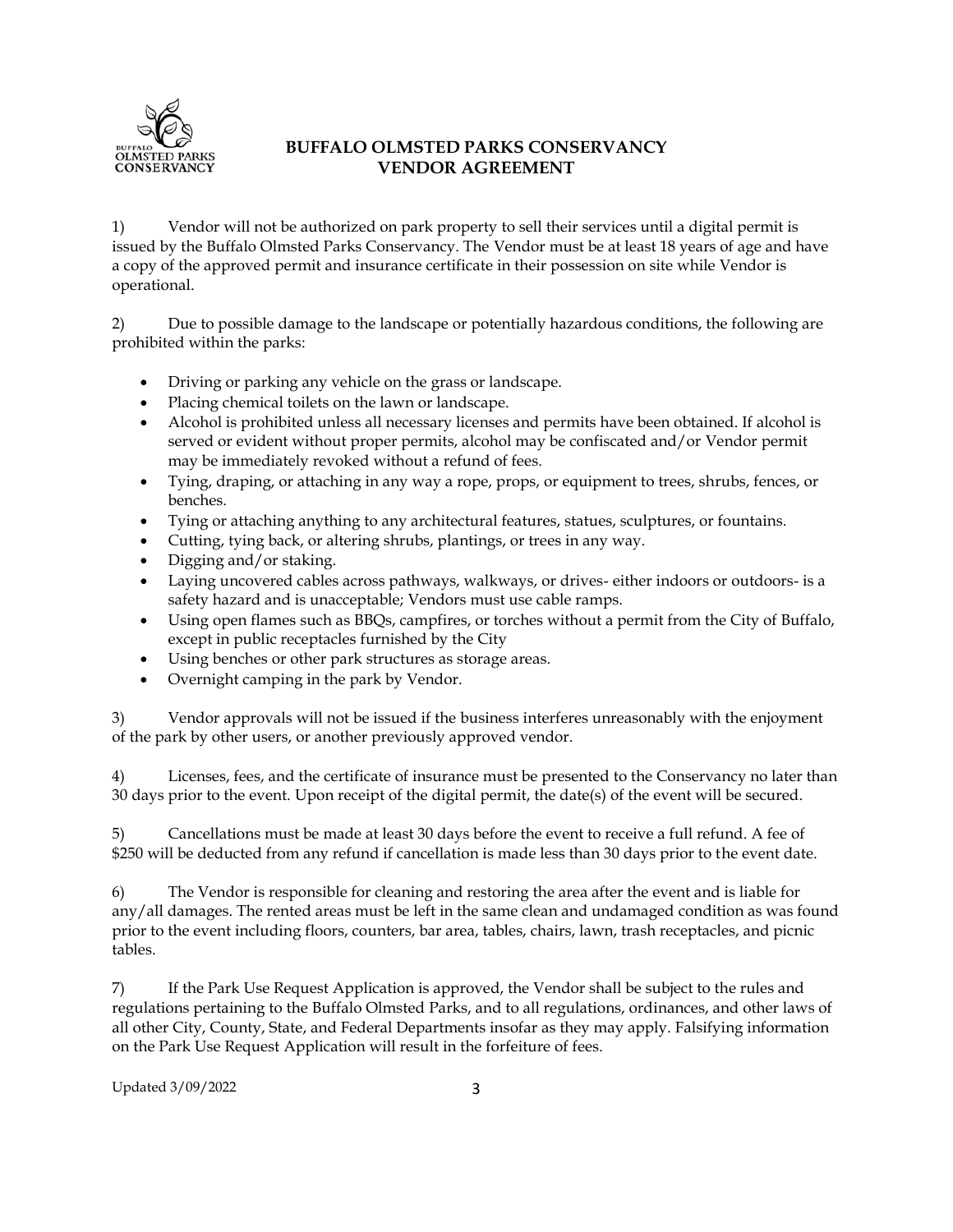# BUFFALO OLMSTED PARKS CONSERVANCY VENDOR AGREEMENT

1) Vendor will not be authorized on park property to sell their services until a digital permit is issued by the Buffalo Olmsted Parks Conservancy. The Vendor must be at least 18 years of age and have a copy of the approved permit and insurance certificate in their possession on site while Vendor is operational.

2) Due to possible damage to the landscape or potentially hazardous conditions, the following are prohibited within the parks:

- Driving or parking any vehicle on the grass or landscape.
- Placing chemical toilets on the lawn or landscape.
- Alcohol is prohibited unless all necessary licenses and permits have been obtained. If alcohol is served or evident without proper permits, alcohol may be confiscated and/or Vendor permit may be immediately revoked without a refund of fees.
- Tying, draping, or attaching in any way a rope, props, or equipment to trees, shrubs, fences, or benches.
- Tying or attaching anything to any architectural features, statues, sculptures, or fountains.
- Cutting, tying back, or altering shrubs, plantings, or trees in any way.
- Digging and/or staking.
- Laying uncovered cables across pathways, walkways, or drives- either indoors or outdoors- is a safety hazard and is unacceptable; Vendors must use cable ramps.
- Using open flames such as BBQs, campfires, or torches without a permit from the City of Buffalo, except in public receptacles furnished by the City
- Using benches or other park structures as storage areas.
- Overnight camping in the park by Vendor.

3) Vendor approvals will not be issued if the business interferes unreasonably with the enjoyment of the park by other users, or another previously approved vendor.

4) Licenses, fees, and the certificate of insurance must be presented to the Conservancy no later than 30 days prior to the event. Upon receipt of the digital permit, the date(s) of the event will be secured.

5) Cancellations must be made at least 30 days before the event to receive a full refund. A fee of $250 will be deducted from any refund if cancellation is made less than 30 days prior to the event date.

6) The Vendor is responsible for cleaning and restoring the area after the event and is liable for any/all damages. The rented areas must be left in the same clean and undamaged condition as was found prior to the event including floors, counters, bar area, tables, chairs, lawn, trash receptacles, and picnic tables.

7) If the Park Use Request Application is approved, the Vendor shall be subject to the rules and regulations pertaining to the Buffalo Olmsted Parks, and to all regulations, ordinances, and other laws of all other City, County, State, and Federal Departments insofar as they may apply. Falsifying information on the Park Use Request Application will result in the forfeiture of fees.

Updated 3/09/2022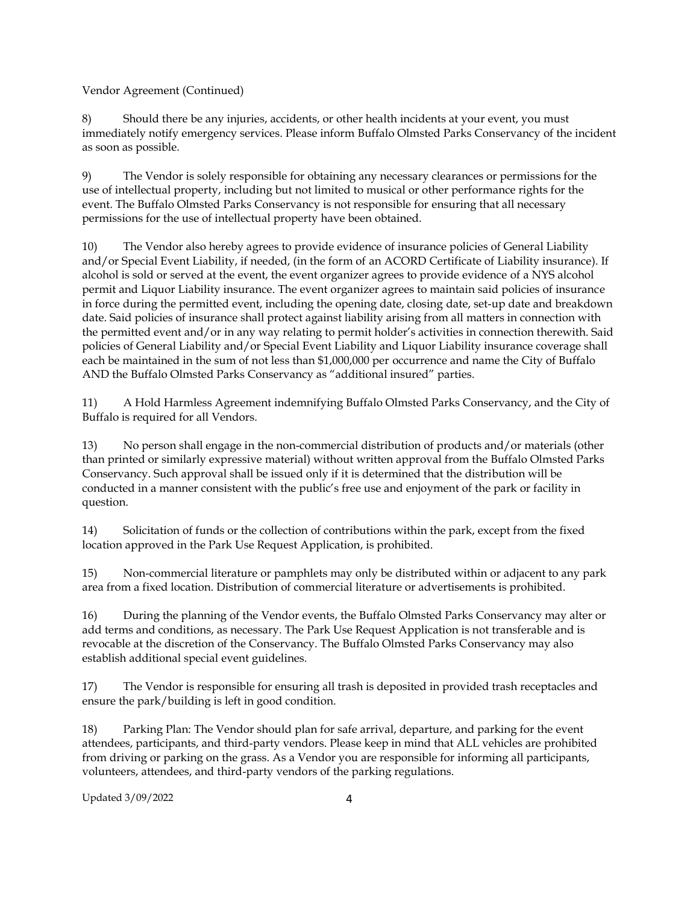Vendor Agreement (Continued)

8) Should there be any injuries, accidents, or other health incidents at your event, you must immediately notify emergency services. Please inform Buffalo Olmsted Parks Conservancy of the incident as soon as possible.

9) The Vendor is solely responsible for obtaining any necessary clearances or permissions for the use of intellectual property, including but not limited to musical or other performance rights for the event. The Buffalo Olmsted Parks Conservancy is not responsible for ensuring that all necessary permissions for the use of intellectual property have been obtained.

10) The Vendor also hereby agrees to provide evidence of insurance policies of General Liability and/or Special Event Liability, if needed, (in the form of an ACORD Certificate of Liability insurance). If alcohol is sold or served at the event, the event organizer agrees to provide evidence of a NYS alcohol permit and Liquor Liability insurance. The event organizer agrees to maintain said policies of insurance in force during the permitted event, including the opening date, closing date, set-up date and breakdown date. Said policies of insurance shall protect against liability arising from all matters in connection with the permitted event and/or in any way relating to permit holder's activities in connection therewith. Said policies of General Liability and/or Special Event Liability and Liquor Liability insurance coverage shall each be maintained in the sum of not less than $1,000,000 per occurrence and name the City of Buffalo AND the Buffalo Olmsted Parks Conservancy as "additional insured" parties.

11) A Hold Harmless Agreement indemnifying Buffalo Olmsted Parks Conservancy, and the City of Buffalo is required for all Vendors.

13) No person shall engage in the non-commercial distribution of products and/or materials (other than printed or similarly expressive material) without written approval from the Buffalo Olmsted Parks Conservancy. Such approval shall be issued only if it is determined that the distribution will be conducted in a manner consistent with the public's free use and enjoyment of the park or facility in question.

14) Solicitation of funds or the collection of contributions within the park, except from the fixed location approved in the Park Use Request Application, is prohibited.

15) Non-commercial literature or pamphlets may only be distributed within or adjacent to any park area from a fixed location. Distribution of commercial literature or advertisements is prohibited.

16) During the planning of the Vendor events, the Buffalo Olmsted Parks Conservancy may alter or add terms and conditions, as necessary. The Park Use Request Application is not transferable and is revocable at the discretion of the Conservancy. The Buffalo Olmsted Parks Conservancy may also establish additional special event guidelines.

17) The Vendor is responsible for ensuring all trash is deposited in provided trash receptacles and ensure the park/building is left in good condition.

18) Parking Plan: The Vendor should plan for safe arrival, departure, and parking for the event attendees, participants, and third-party vendors. Please keep in mind that ALL vehicles are prohibited from driving or parking on the grass. As a Vendor you are responsible for informing all participants, volunteers, attendees, and third-party vendors of the parking regulations.

Updated 3/09/2022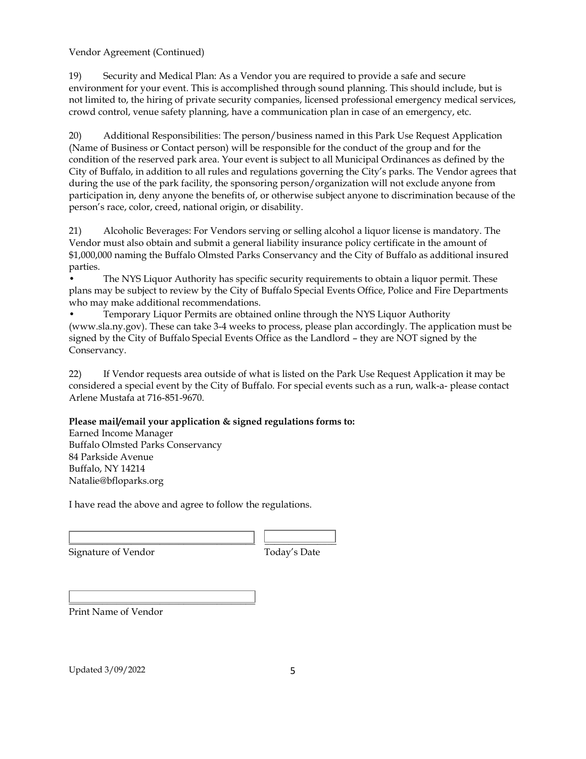Vendor Agreement (Continued)

19) Security and Medical Plan: As a Vendor you are required to provide a safe and secure environment for your event. This is accomplished through sound planning. This should include, but is not limited to, the hiring of private security companies, licensed professional emergency medical services, crowd control, venue safety planning, have a communication plan in case of an emergency, etc.

20) Additional Responsibilities: The person/business named in this Park Use Request Application (Name of Business or Contact person) will be responsible for the conduct of the group and for the condition of the reserved park area. Your event is subject to all Municipal Ordinances as defined by the City of Buffalo, in addition to all rules and regulations governing the City's parks. The Vendor agrees that during the use of the park facility, the sponsoring person/organization will not exclude anyone from participation in, deny anyone the benefits of, or otherwise subject anyone to discrimination because of the person's race, color, creed, national origin, or disability.

21) Alcoholic Beverages: For Vendors serving or selling alcohol a liquor license is mandatory. The Vendor must also obtain and submit a general liability insurance policy certificate in the amount of $1,000,000 naming the Buffalo Olmsted Parks Conservancy and the City of Buffalo as additional insured parties.

- The NYS Liquor Authority has specific security requirements to obtain a liquor permit. These plans may be subject to review by the City of Buffalo Special Events Office, Police and Fire Departments who may make additional recommendations.
- Temporary Liquor Permits are obtained online through the NYS Liquor Authority (www.sla.ny.gov). These can take 3-4 weeks to process, please plan accordingly. The application must be signed by the City of Buffalo Special Events Office as the Landlord – they are NOT signed by the Conservancy.

22) If Vendor requests area outside of what is listed on the Park Use Request Application it may be considered a special event by the City of Buffalo. For special events such as a run, walk-a- please contact Arlene Mustafa at 716-851-9670.

**Please mail/email your application & signed regulations forms to:**

Earned Income Manager
Buffalo Olmsted Parks Conservancy
84 Parkside Avenue
Buffalo, NY 14214
Natalie@bfloparks.org

I have read the above and agree to follow the regulations.

\_\_\_\_\_\_\_\_\_\_\_\_\_\_\_\_\_\_\_\_\_\_\_\_\_\_\_\_\_\_ \_\_\_\_\_\_\_\_\_\_\_\_
Signature of Vendor Today's Date

\_\_\_\_\_\_\_\_\_\_\_\_\_\_\_\_\_\_\_\_\_\_\_\_\_\_\_\_\_\_
Print Name of Vendor

Updated 3/09/2022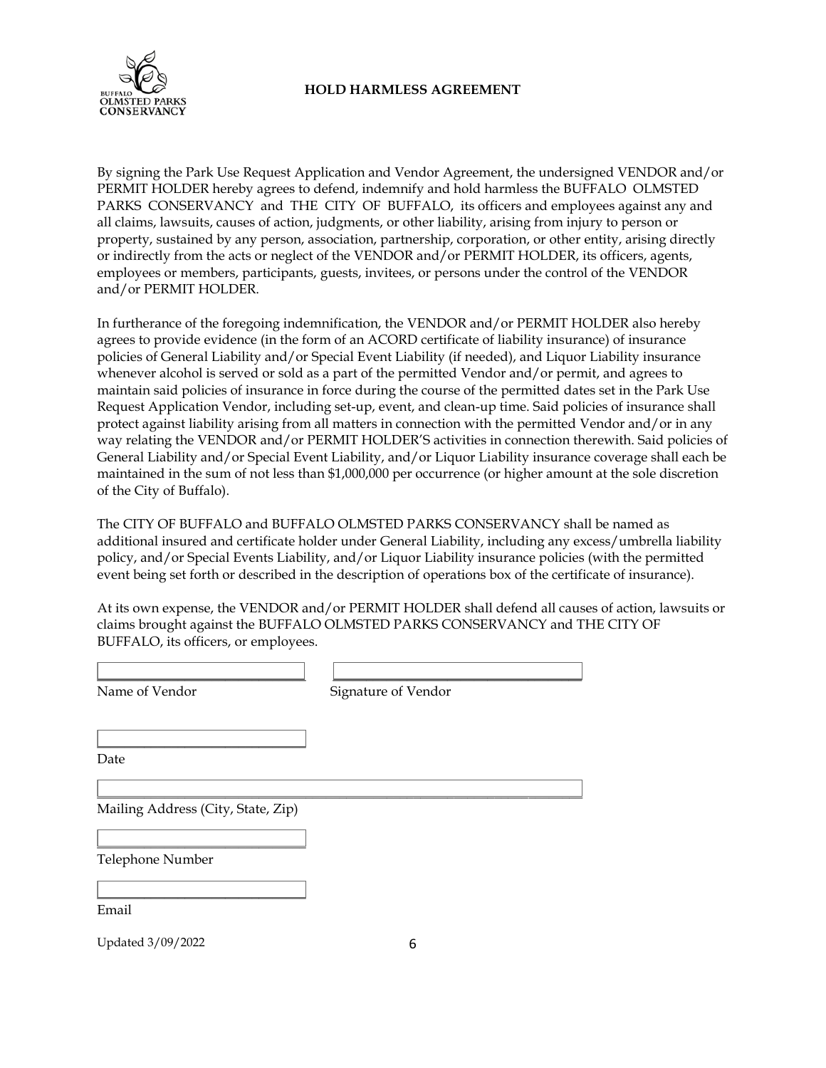# HOLD HARMLESS AGREEMENT

By signing the Park Use Request Application and Vendor Agreement, the undersigned VENDOR and/or PERMIT HOLDER hereby agrees to defend, indemnify and hold harmless the BUFFALO OLMSTED PARKS CONSERVANCY and THE CITY OF BUFFALO, its officers and employees against any and all claims, lawsuits, causes of action, judgments, or other liability, arising from injury to person or property, sustained by any person, association, partnership, corporation, or other entity, arising directly or indirectly from the acts or neglect of the VENDOR and/or PERMIT HOLDER, its officers, agents, employees or members, participants, guests, invitees, or persons under the control of the VENDOR and/or PERMIT HOLDER.

In furtherance of the foregoing indemnification, the VENDOR and/or PERMIT HOLDER also hereby agrees to provide evidence (in the form of an ACORD certificate of liability insurance) of insurance policies of General Liability and/or Special Event Liability (if needed), and Liquor Liability insurance whenever alcohol is served or sold as a part of the permitted Vendor and/or permit, and agrees to maintain said policies of insurance in force during the course of the permitted dates set in the Park Use Request Application Vendor, including set-up, event, and clean-up time. Said policies of insurance shall protect against liability arising from all matters in connection with the permitted Vendor and/or in any way relating the VENDOR and/or PERMIT HOLDER'S activities in connection therewith. Said policies of General Liability and/or Special Event Liability, and/or Liquor Liability insurance coverage shall each be maintained in the sum of not less than $1,000,000 per occurrence (or higher amount at the sole discretion of the City of Buffalo).

The CITY OF BUFFALO and BUFFALO OLMSTED PARKS CONSERVANCY shall be named as additional insured and certificate holder under General Liability, including any excess/umbrella liability policy, and/or Special Events Liability, and/or Liquor Liability insurance policies (with the permitted event being set forth or described in the description of operations box of the certificate of insurance).

At its own expense, the VENDOR and/or PERMIT HOLDER shall defend all causes of action, lawsuits or claims brought against the BUFFALO OLMSTED PARKS CONSERVANCY and THE CITY OF BUFFALO, its officers, or employees.

\_\_\_\_\_\_\_\_\_\_\_\_\_\_\_\_\_\_\_\_\_\_\_\_\_\_\_\_ &nbsp;&nbsp; \_\_\_\_\_\_\_\_\_\_\_\_\_\_\_\_\_\_\_\_\_\_\_\_\_\_\_\_\_\_\_\_\_\_

Name of Vendor &nbsp;&nbsp; Signature of Vendor

\_\_\_\_\_\_\_\_\_\_\_\_\_\_\_\_\_\_\_\_\_\_\_\_\_\_\_\_

Date

\_\_\_\_\_\_\_\_\_\_\_\_\_\_\_\_\_\_\_\_\_\_\_\_\_\_\_\_\_\_\_\_\_\_\_\_\_\_\_\_\_\_\_\_\_\_\_\_\_\_\_\_\_\_\_\_\_\_\_\_\_\_\_\_

Mailing Address (City, State, Zip)

\_\_\_\_\_\_\_\_\_\_\_\_\_\_\_\_\_\_\_\_\_\_\_\_\_\_\_\_

Telephone Number

\_\_\_\_\_\_\_\_\_\_\_\_\_\_\_\_\_\_\_\_\_\_\_\_\_\_\_\_

Email

Updated 3/09/2022